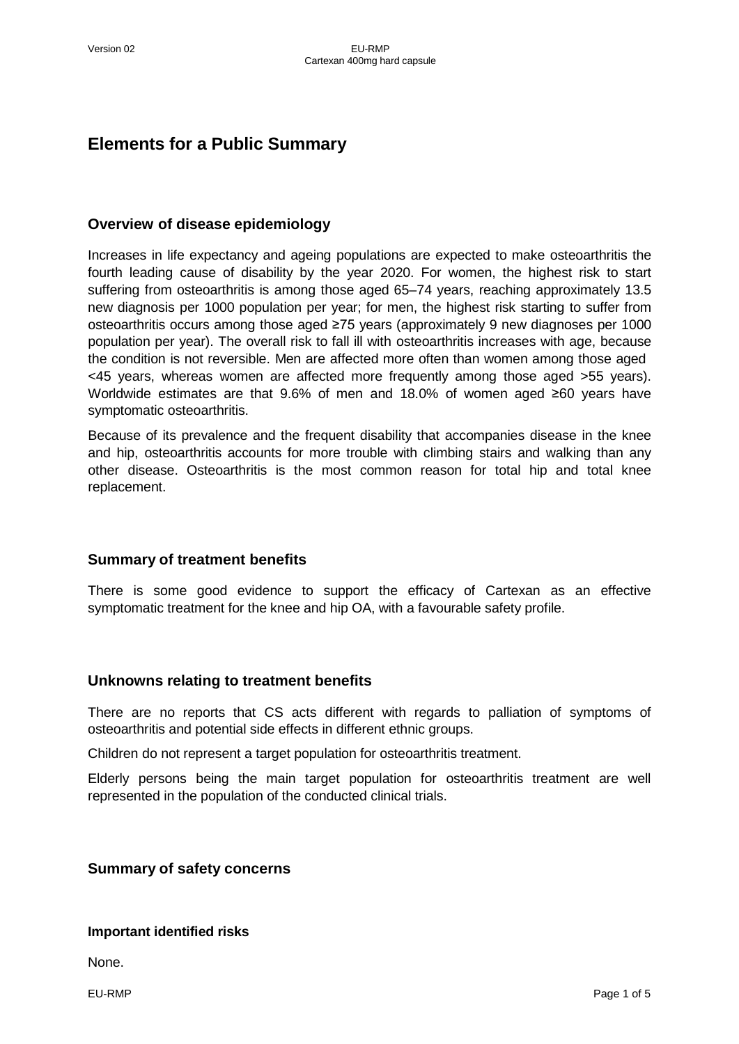# Elements for a Public Summary

## Overview of disease epidemiology

Increases in life expectancy and ageing populations are expected to make osteoarthritis the fourth leading cause of disability by the year 2020. For women, the highest risk to start suffering from osteoarthritis is among those aged 65–74 years, reaching approximately 13.5 new diagnosis per 1000 population per year; for men, the highest risk starting to suffer from osteoarthritis occurs among those aged ≥75 years (approximately 9 new diagnoses per 1000 population per year). The overall risk to fall ill with osteoarthritis increases with age, because the condition is not reversible. Men are affected more often than women among those aged <45 years, whereas women are affected more frequently among those aged >55 years). Worldwide estimates are that 9.6% of men and 18.0% of women aged ≥60 years have symptomatic osteoarthritis.

Because of its prevalence and the frequent disability that accompanies disease in the knee and hip, osteoarthritis accounts for more trouble with climbing stairs and walking than any other disease. Osteoarthritis is the most common reason for total hip and total knee replacement.

## Summary of treatment benefits

There is some good evidence to support the efficacy of Cartexan as an effective symptomatic treatment for the knee and hip OA, with a favourable safety profile.

## Unknowns relating to treatment benefits

There are no reports that CS acts different with regards to palliation of symptoms of osteoarthritis and potential side effects in different ethnic groups.

Children do not represent a target population for osteoarthritis treatment.

Elderly persons being the main target population for osteoarthritis treatment are well represented in the population of the conducted clinical trials.

## Summary of safety concerns

### Important identified risks

None.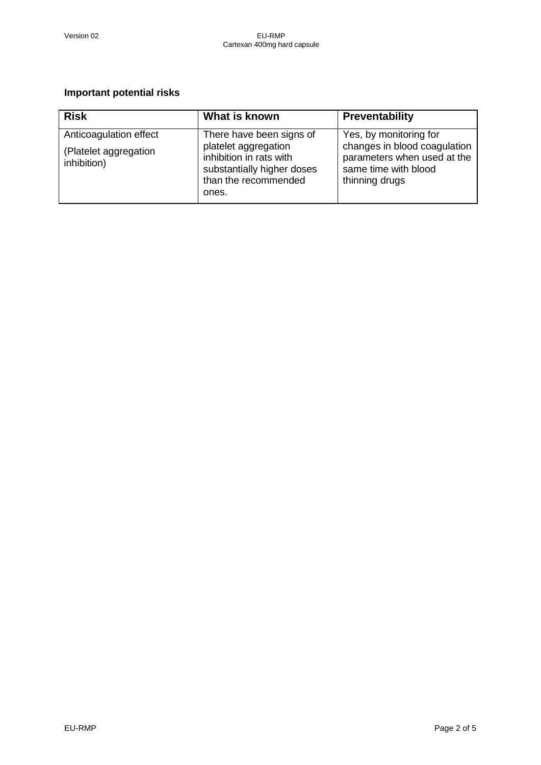## Important potential risks

| Risk | What is known | Preventability |
|---|---|---|
| Anticoagulation effect<br><br>(Platelet aggregation inhibition) | There have been signs of platelet aggregation inhibition in rats with substantially higher doses than the recommended ones. | Yes, by monitoring for changes in blood coagulation parameters when used at the same time with blood thinning drugs |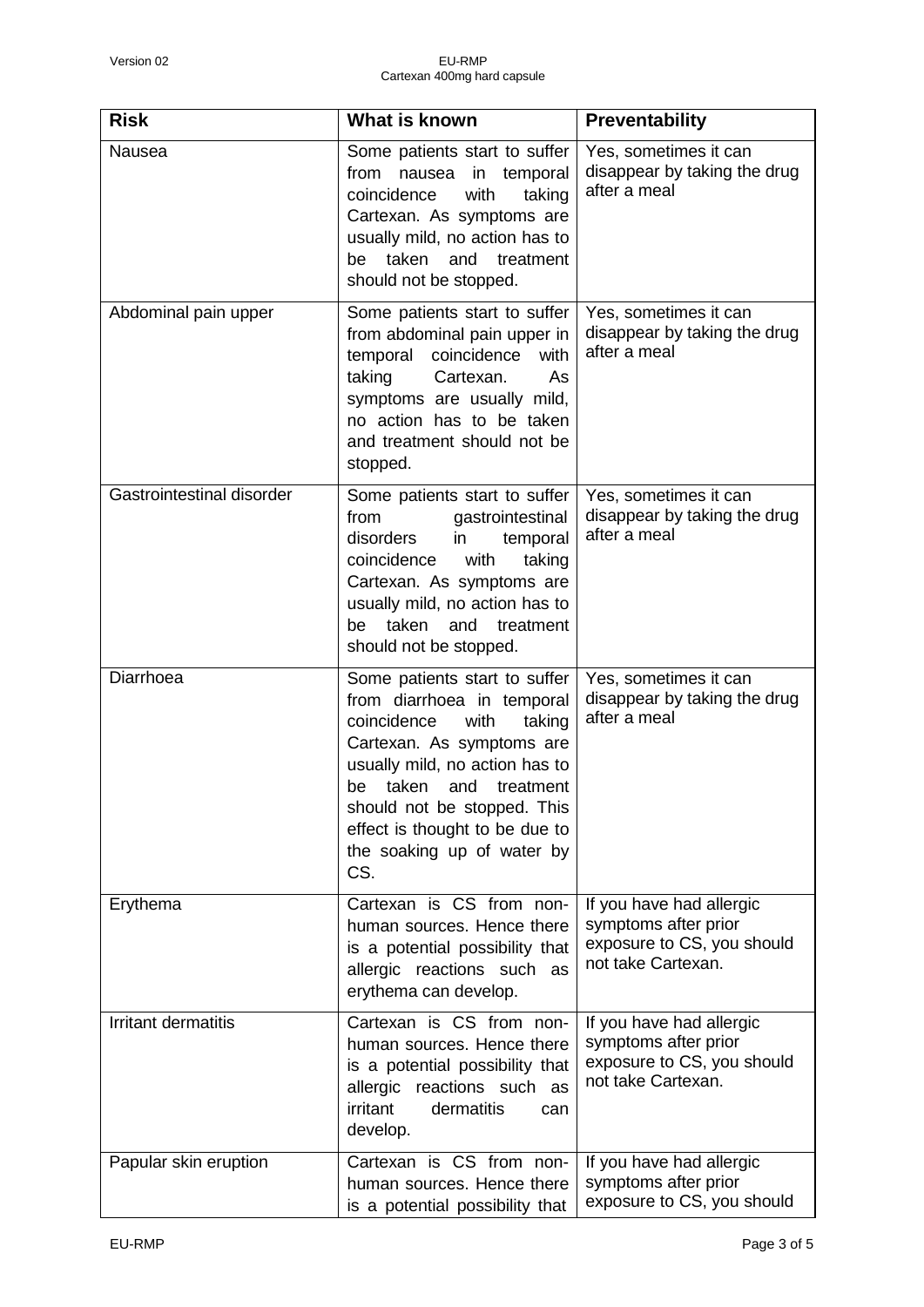| Risk | What is known | Preventability |
| --- | --- | --- |
| Nausea | Some patients start to suffer from nausea in temporal coincidence with taking Cartexan. As symptoms are usually mild, no action has to be taken and treatment should not be stopped. | Yes, sometimes it can disappear by taking the drug after a meal |
| Abdominal pain upper | Some patients start to suffer from abdominal pain upper in temporal coincidence with taking Cartexan. As symptoms are usually mild, no action has to be taken and treatment should not be stopped. | Yes, sometimes it can disappear by taking the drug after a meal |
| Gastrointestinal disorder | Some patients start to suffer from gastrointestinal disorders in temporal coincidence with taking Cartexan. As symptoms are usually mild, no action has to be taken and treatment should not be stopped. | Yes, sometimes it can disappear by taking the drug after a meal |
| Diarrhoea | Some patients start to suffer from diarrhoea in temporal coincidence with taking Cartexan. As symptoms are usually mild, no action has to be taken and treatment should not be stopped. This effect is thought to be due to the soaking up of water by CS. | Yes, sometimes it can disappear by taking the drug after a meal |
| Erythema | Cartexan is CS from non-human sources. Hence there is a potential possibility that allergic reactions such as erythema can develop. | If you have had allergic symptoms after prior exposure to CS, you should not take Cartexan. |
| Irritant dermatitis | Cartexan is CS from non-human sources. Hence there is a potential possibility that allergic reactions such as irritant dermatitis can develop. | If you have had allergic symptoms after prior exposure to CS, you should not take Cartexan. |
| Papular skin eruption | Cartexan is CS from non-human sources. Hence there is a potential possibility that | If you have had allergic symptoms after prior exposure to CS, you should |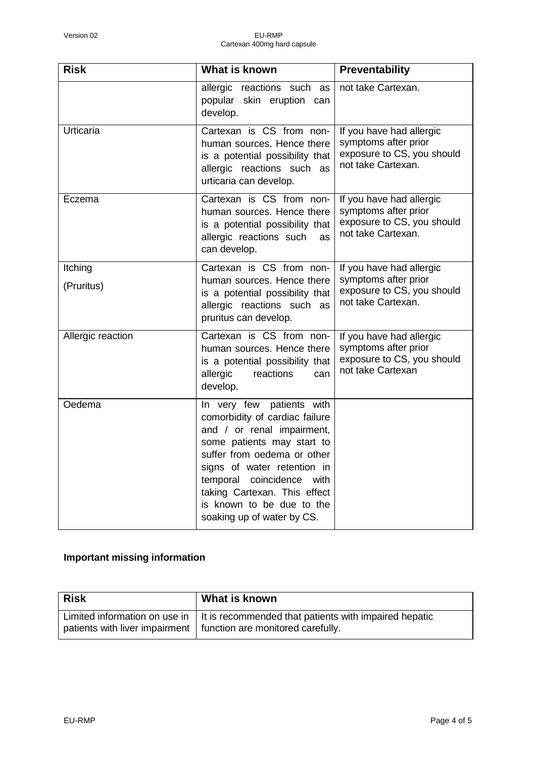| Risk | What is known | Preventability |
|---|---|---|
| | allergic reactions such as popular skin eruption can develop. | not take Cartexan. |
| Urticaria | Cartexan is CS from non-human sources. Hence there is a potential possibility that allergic reactions such as urticaria can develop. | If you have had allergic symptoms after prior exposure to CS, you should not take Cartexan. |
| Eczema | Cartexan is CS from non-human sources. Hence there is a potential possibility that allergic reactions such as can develop. | If you have had allergic symptoms after prior exposure to CS, you should not take Cartexan. |
| Itching (Pruritus) | Cartexan is CS from non-human sources. Hence there is a potential possibility that allergic reactions such as pruritus can develop. | If you have had allergic symptoms after prior exposure to CS, you should not take Cartexan. |
| Allergic reaction | Cartexan is CS from non-human sources. Hence there is a potential possibility that allergic reactions can develop. | If you have had allergic symptoms after prior exposure to CS, you should not take Cartexan |
| Oedema | In very few patients with comorbidity of cardiac failure and / or renal impairment, some patients may start to suffer from oedema or other signs of water retention in temporal coincidence with taking Cartexan. This effect is known to be due to the soaking up of water by CS. | |

**Important missing information**

| Risk | What is known |
|---|---|
| Limited information on use in patients with liver impairment | It is recommended that patients with impaired hepatic function are monitored carefully. |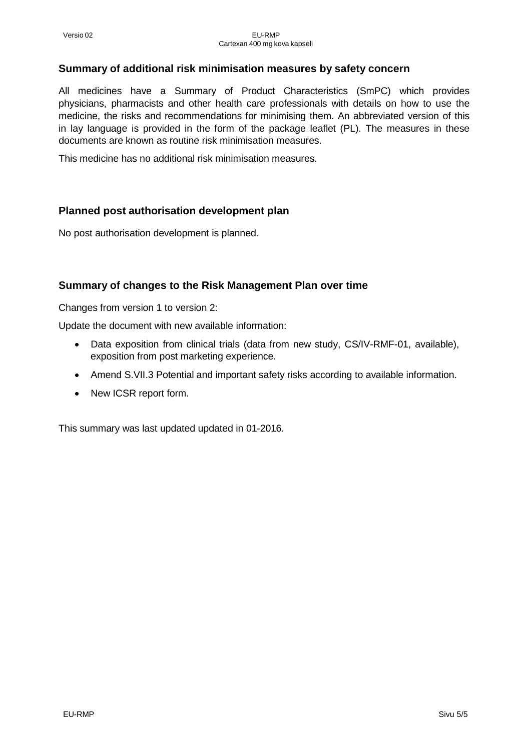## Summary of additional risk minimisation measures by safety concern

All medicines have a Summary of Product Characteristics (SmPC) which provides physicians, pharmacists and other health care professionals with details on how to use the medicine, the risks and recommendations for minimising them. An abbreviated version of this in lay language is provided in the form of the package leaflet (PL). The measures in these documents are known as routine risk minimisation measures.

This medicine has no additional risk minimisation measures.

## Planned post authorisation development plan

No post authorisation development is planned.

## Summary of changes to the Risk Management Plan over time

Changes from version 1 to version 2:

Update the document with new available information:

- Data exposition from clinical trials (data from new study, CS/IV-RMF-01, available), exposition from post marketing experience.
- Amend S.VII.3 Potential and important safety risks according to available information.
- New ICSR report form.

This summary was last updated updated in 01-2016.